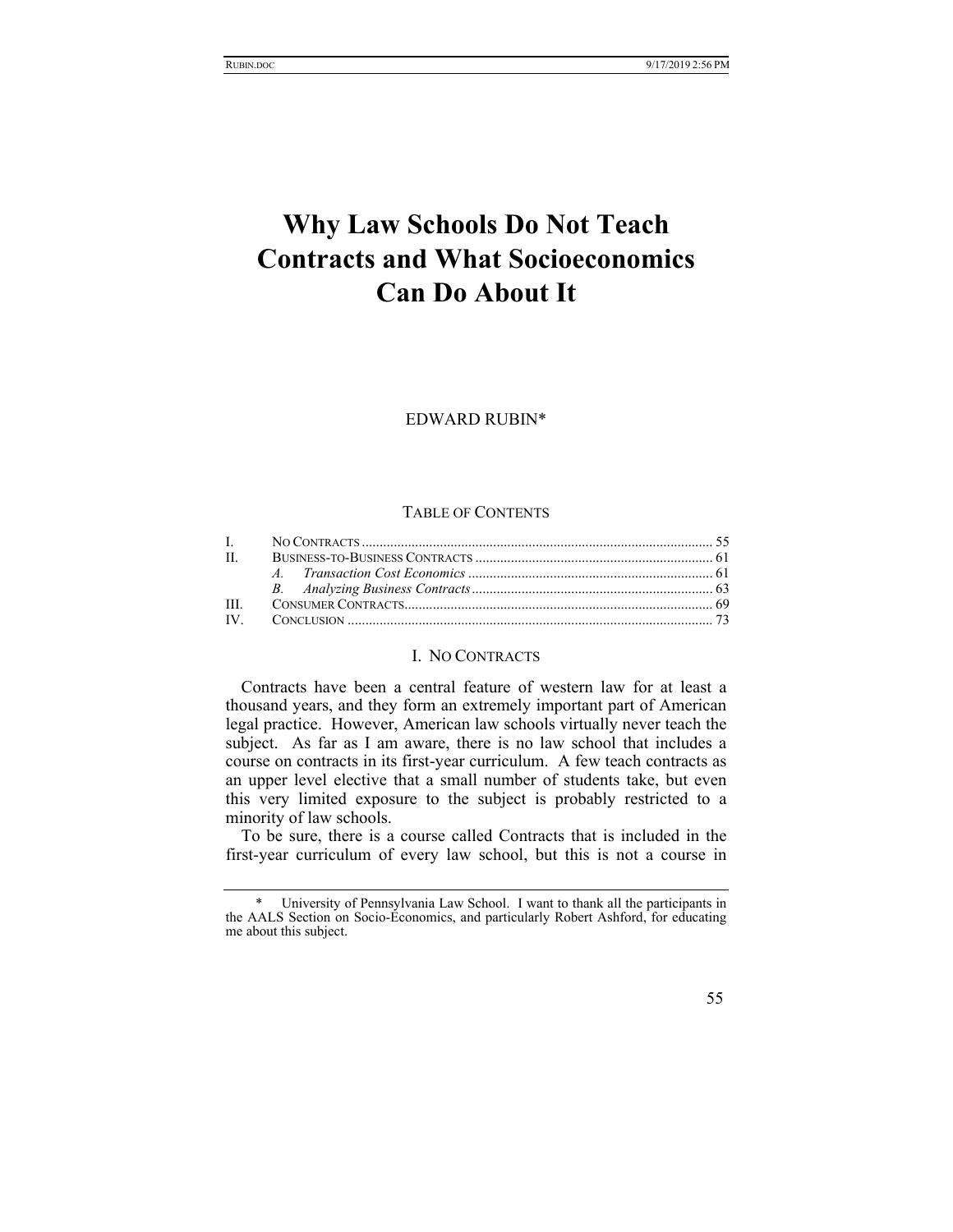# Why Law Schools Do Not Teach Contracts and What Socioeconomics Can Do About It

EDWARD RUBIN*

TABLE OF CONTENTS

| | | |
|---|---|---|
| I. | NO CONTRACTS | 55 |
| II. | BUSINESS-TO-BUSINESS CONTRACTS | 61 |
| | *A. Transaction Cost Economics* | 61 |
| | *B. Analyzing Business Contracts* | 63 |
| III. | CONSUMER CONTRACTS | 69 |
| IV. | CONCLUSION | 73 |

## I. NO CONTRACTS

Contracts have been a central feature of western law for at least a thousand years, and they form an extremely important part of American legal practice. However, American law schools virtually never teach the subject. As far as I am aware, there is no law school that includes a course on contracts in its first-year curriculum. A few teach contracts as an upper level elective that a small number of students take, but even this very limited exposure to the subject is probably restricted to a minority of law schools.

To be sure, there is a course called Contracts that is included in the first-year curriculum of every law school, but this is not a course in

---

\* University of Pennsylvania Law School. I want to thank all the participants in the AALS Section on Socio-Economics, and particularly Robert Ashford, for educating me about this subject.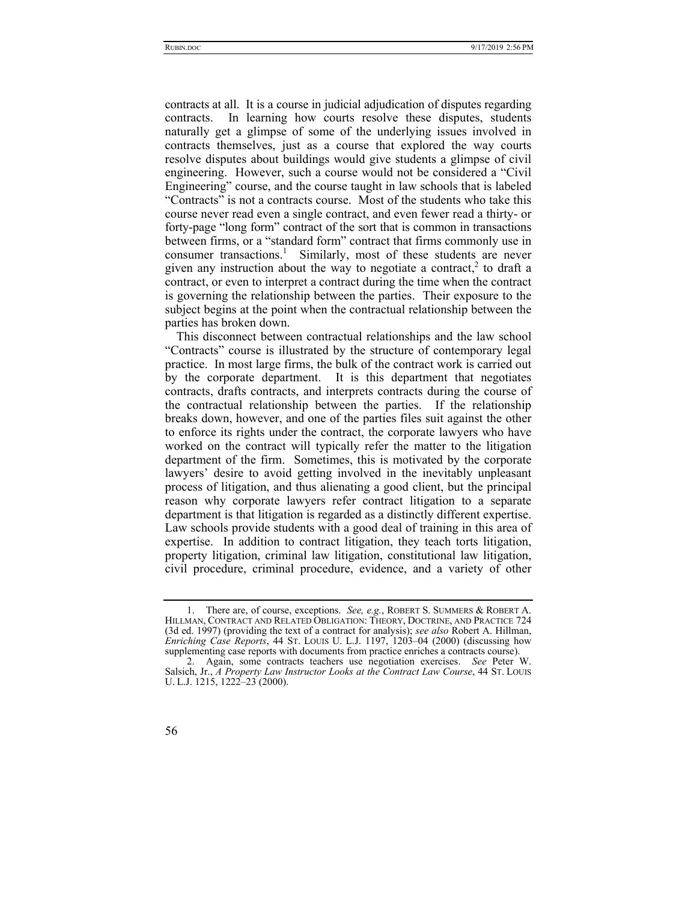contracts at all. It is a course in judicial adjudication of disputes regarding contracts. In learning how courts resolve these disputes, students naturally get a glimpse of some of the underlying issues involved in contracts themselves, just as a course that explored the way courts resolve disputes about buildings would give students a glimpse of civil engineering. However, such a course would not be considered a "Civil Engineering" course, and the course taught in law schools that is labeled "Contracts" is not a contracts course. Most of the students who take this course never read even a single contract, and even fewer read a thirty- or forty-page "long form" contract of the sort that is common in transactions between firms, or a "standard form" contract that firms commonly use in consumer transactions.[1] Similarly, most of these students are never given any instruction about the way to negotiate a contract,[2] to draft a contract, or even to interpret a contract during the time when the contract is governing the relationship between the parties. Their exposure to the subject begins at the point when the contractual relationship between the parties has broken down.

This disconnect between contractual relationships and the law school "Contracts" course is illustrated by the structure of contemporary legal practice. In most large firms, the bulk of the contract work is carried out by the corporate department. It is this department that negotiates contracts, drafts contracts, and interprets contracts during the course of the contractual relationship between the parties. If the relationship breaks down, however, and one of the parties files suit against the other to enforce its rights under the contract, the corporate lawyers who have worked on the contract will typically refer the matter to the litigation department of the firm. Sometimes, this is motivated by the corporate lawyers' desire to avoid getting involved in the inevitably unpleasant process of litigation, and thus alienating a good client, but the principal reason why corporate lawyers refer contract litigation to a separate department is that litigation is regarded as a distinctly different expertise. Law schools provide students with a good deal of training in this area of expertise. In addition to contract litigation, they teach torts litigation, property litigation, criminal law litigation, constitutional law litigation, civil procedure, criminal procedure, evidence, and a variety of other

1. There are, of course, exceptions. *See, e.g.*, ROBERT S. SUMMERS & ROBERT A. HILLMAN, CONTRACT AND RELATED OBLIGATION: THEORY, DOCTRINE, AND PRACTICE 724 (3d ed. 1997) (providing the text of a contract for analysis); *see also* Robert A. Hillman, *Enriching Case Reports*, 44 ST. LOUIS U. L.J. 1197, 1203–04 (2000) (discussing how supplementing case reports with documents from practice enriches a contracts course).

2. Again, some contracts teachers use negotiation exercises. *See* Peter W. Salsich, Jr., *A Property Law Instructor Looks at the Contract Law Course*, 44 ST. LOUIS U. L.J. 1215, 1222–23 (2000).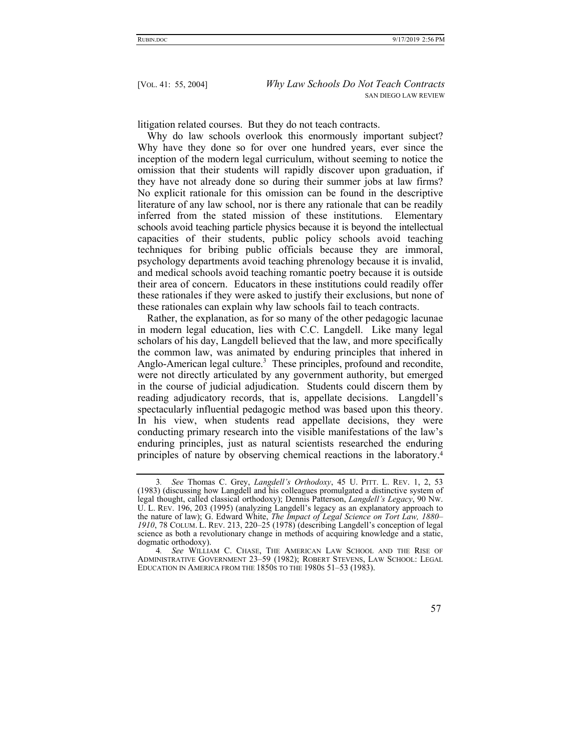litigation related courses. But they do not teach contracts.

Why do law schools overlook this enormously important subject? Why have they done so for over one hundred years, ever since the inception of the modern legal curriculum, without seeming to notice the omission that their students will rapidly discover upon graduation, if they have not already done so during their summer jobs at law firms? No explicit rationale for this omission can be found in the descriptive literature of any law school, nor is there any rationale that can be readily inferred from the stated mission of these institutions. Elementary schools avoid teaching particle physics because it is beyond the intellectual capacities of their students, public policy schools avoid teaching techniques for bribing public officials because they are immoral, psychology departments avoid teaching phrenology because it is invalid, and medical schools avoid teaching romantic poetry because it is outside their area of concern. Educators in these institutions could readily offer these rationales if they were asked to justify their exclusions, but none of these rationales can explain why law schools fail to teach contracts.

Rather, the explanation, as for so many of the other pedagogic lacunae in modern legal education, lies with C.C. Langdell. Like many legal scholars of his day, Langdell believed that the law, and more specifically the common law, was animated by enduring principles that inhered in Anglo-American legal culture.[3] These principles, profound and recondite, were not directly articulated by any government authority, but emerged in the course of judicial adjudication. Students could discern them by reading adjudicatory records, that is, appellate decisions. Langdell's spectacularly influential pedagogic method was based upon this theory. In his view, when students read appellate decisions, they were conducting primary research into the visible manifestations of the law's enduring principles, just as natural scientists researched the enduring principles of nature by observing chemical reactions in the laboratory.[4]

---

3. *See* Thomas C. Grey, *Langdell's Orthodoxy*, 45 U. PITT. L. REV. 1, 2, 53 (1983) (discussing how Langdell and his colleagues promulgated a distinctive system of legal thought, called classical orthodoxy); Dennis Patterson, *Langdell's Legacy*, 90 NW. U. L. REV. 196, 203 (1995) (analyzing Langdell's legacy as an explanatory approach to the nature of law); G. Edward White, *The Impact of Legal Science on Tort Law, 1880–1910*, 78 COLUM. L. REV. 213, 220–25 (1978) (describing Langdell's conception of legal science as both a revolutionary change in methods of acquiring knowledge and a static, dogmatic orthodoxy).

4. *See* WILLIAM C. CHASE, THE AMERICAN LAW SCHOOL AND THE RISE OF ADMINISTRATIVE GOVERNMENT 23–59 (1982); ROBERT STEVENS, LAW SCHOOL: LEGAL EDUCATION IN AMERICA FROM THE 1850S TO THE 1980S 51–53 (1983).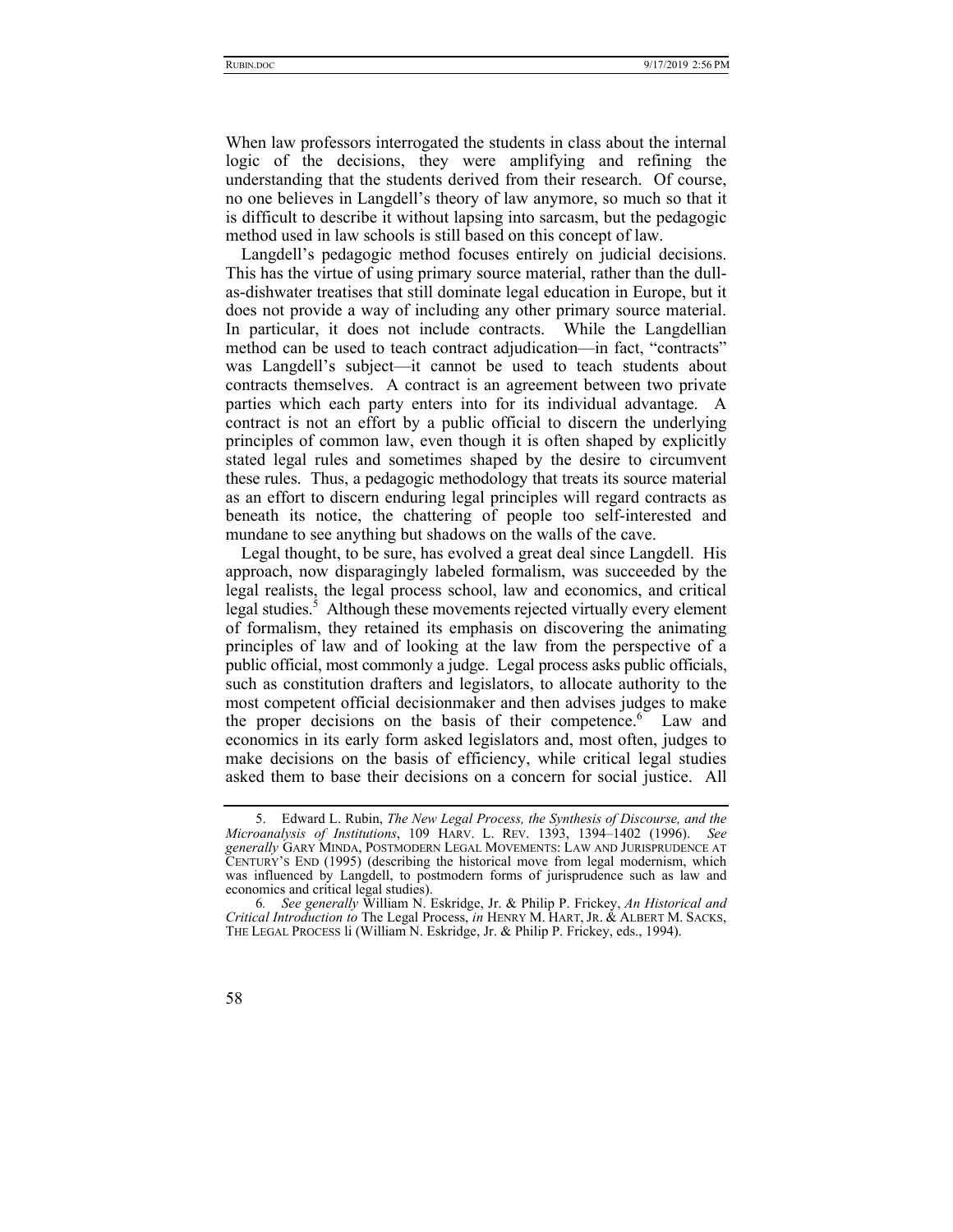When law professors interrogated the students in class about the internal logic of the decisions, they were amplifying and refining the understanding that the students derived from their research. Of course, no one believes in Langdell's theory of law anymore, so much so that it is difficult to describe it without lapsing into sarcasm, but the pedagogic method used in law schools is still based on this concept of law.

Langdell's pedagogic method focuses entirely on judicial decisions. This has the virtue of using primary source material, rather than the dull-as-dishwater treatises that still dominate legal education in Europe, but it does not provide a way of including any other primary source material. In particular, it does not include contracts. While the Langdellian method can be used to teach contract adjudication—in fact, "contracts" was Langdell's subject—it cannot be used to teach students about contracts themselves. A contract is an agreement between two private parties which each party enters into for its individual advantage. A contract is not an effort by a public official to discern the underlying principles of common law, even though it is often shaped by explicitly stated legal rules and sometimes shaped by the desire to circumvent these rules. Thus, a pedagogic methodology that treats its source material as an effort to discern enduring legal principles will regard contracts as beneath its notice, the chattering of people too self-interested and mundane to see anything but shadows on the walls of the cave.

Legal thought, to be sure, has evolved a great deal since Langdell. His approach, now disparagingly labeled formalism, was succeeded by the legal realists, the legal process school, law and economics, and critical legal studies.[5] Although these movements rejected virtually every element of formalism, they retained its emphasis on discovering the animating principles of law and of looking at the law from the perspective of a public official, most commonly a judge. Legal process asks public officials, such as constitution drafters and legislators, to allocate authority to the most competent official decisionmaker and then advises judges to make the proper decisions on the basis of their competence.[6] Law and economics in its early form asked legislators and, most often, judges to make decisions on the basis of efficiency, while critical legal studies asked them to base their decisions on a concern for social justice. All

---

5. Edward L. Rubin, *The New Legal Process, the Synthesis of Discourse, and the Microanalysis of Institutions*, 109 HARV. L. REV. 1393, 1394–1402 (1996). *See generally* GARY MINDA, POSTMODERN LEGAL MOVEMENTS: LAW AND JURISPRUDENCE AT CENTURY'S END (1995) (describing the historical move from legal modernism, which was influenced by Langdell, to postmodern forms of jurisprudence such as law and economics and critical legal studies).

6. *See generally* William N. Eskridge, Jr. & Philip P. Frickey, *An Historical and Critical Introduction to* The Legal Process, *in* HENRY M. HART, JR. & ALBERT M. SACKS, THE LEGAL PROCESS li (William N. Eskridge, Jr. & Philip P. Frickey, eds., 1994).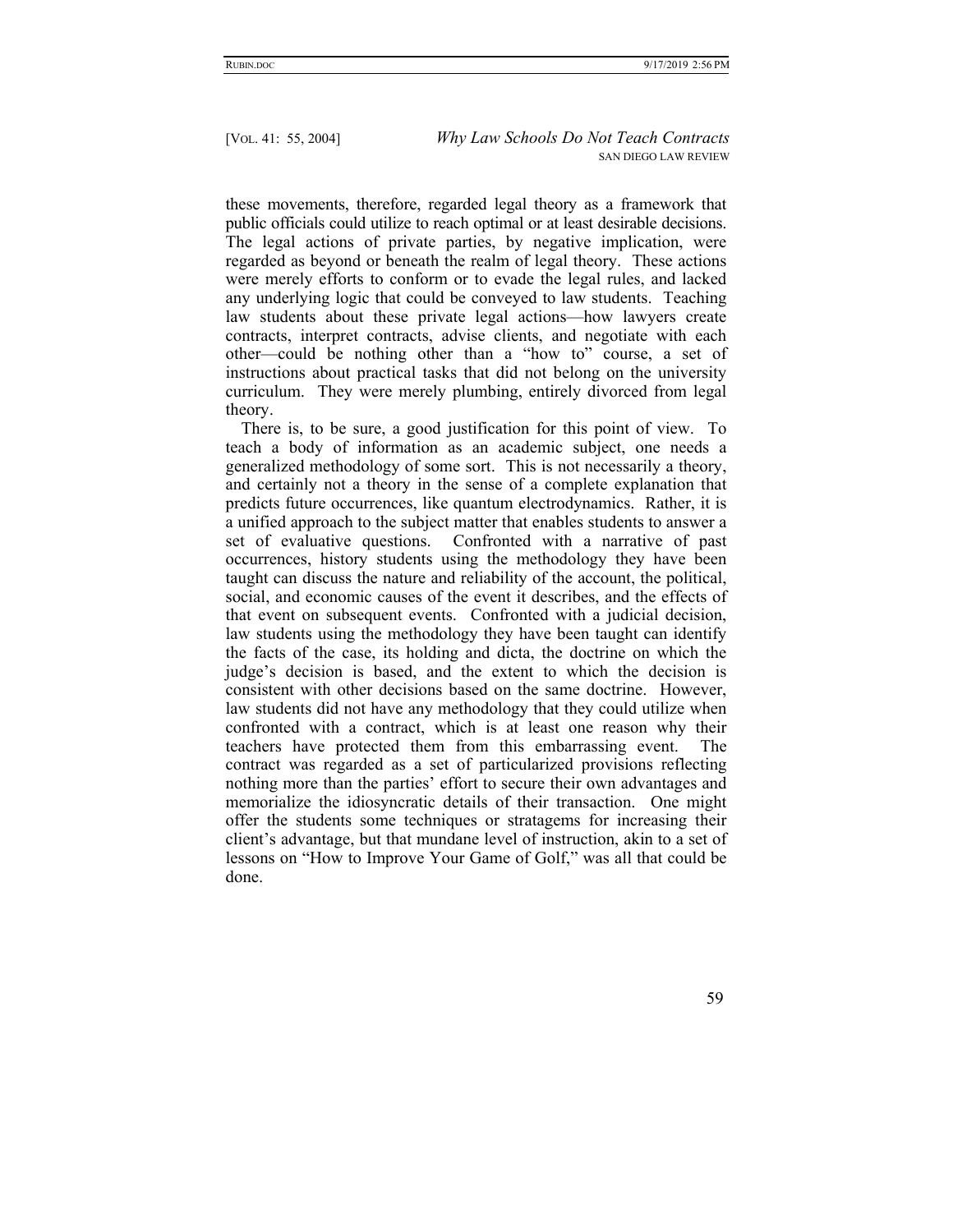these movements, therefore, regarded legal theory as a framework that public officials could utilize to reach optimal or at least desirable decisions. The legal actions of private parties, by negative implication, were regarded as beyond or beneath the realm of legal theory. These actions were merely efforts to conform or to evade the legal rules, and lacked any underlying logic that could be conveyed to law students. Teaching law students about these private legal actions—how lawyers create contracts, interpret contracts, advise clients, and negotiate with each other—could be nothing other than a "how to" course, a set of instructions about practical tasks that did not belong on the university curriculum. They were merely plumbing, entirely divorced from legal theory.

There is, to be sure, a good justification for this point of view. To teach a body of information as an academic subject, one needs a generalized methodology of some sort. This is not necessarily a theory, and certainly not a theory in the sense of a complete explanation that predicts future occurrences, like quantum electrodynamics. Rather, it is a unified approach to the subject matter that enables students to answer a set of evaluative questions. Confronted with a narrative of past occurrences, history students using the methodology they have been taught can discuss the nature and reliability of the account, the political, social, and economic causes of the event it describes, and the effects of that event on subsequent events. Confronted with a judicial decision, law students using the methodology they have been taught can identify the facts of the case, its holding and dicta, the doctrine on which the judge's decision is based, and the extent to which the decision is consistent with other decisions based on the same doctrine. However, law students did not have any methodology that they could utilize when confronted with a contract, which is at least one reason why their teachers have protected them from this embarrassing event. The contract was regarded as a set of particularized provisions reflecting nothing more than the parties' effort to secure their own advantages and memorialize the idiosyncratic details of their transaction. One might offer the students some techniques or stratagems for increasing their client's advantage, but that mundane level of instruction, akin to a set of lessons on "How to Improve Your Game of Golf," was all that could be done.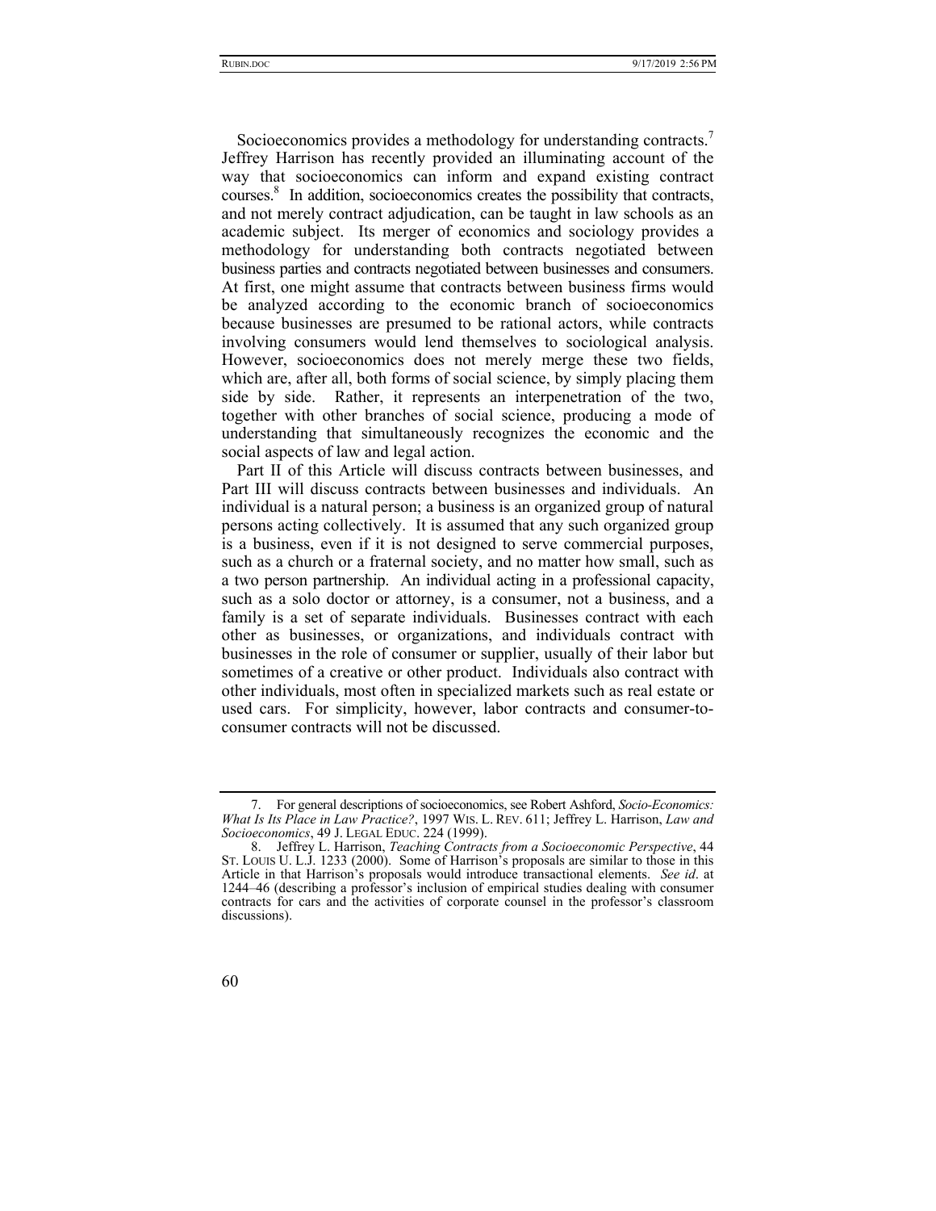Socioeconomics provides a methodology for understanding contracts.[7] Jeffrey Harrison has recently provided an illuminating account of the way that socioeconomics can inform and expand existing contract courses.[8] In addition, socioeconomics creates the possibility that contracts, and not merely contract adjudication, can be taught in law schools as an academic subject. Its merger of economics and sociology provides a methodology for understanding both contracts negotiated between business parties and contracts negotiated between businesses and consumers. At first, one might assume that contracts between business firms would be analyzed according to the economic branch of socioeconomics because businesses are presumed to be rational actors, while contracts involving consumers would lend themselves to sociological analysis. However, socioeconomics does not merely merge these two fields, which are, after all, both forms of social science, by simply placing them side by side. Rather, it represents an interpenetration of the two, together with other branches of social science, producing a mode of understanding that simultaneously recognizes the economic and the social aspects of law and legal action.

Part II of this Article will discuss contracts between businesses, and Part III will discuss contracts between businesses and individuals. An individual is a natural person; a business is an organized group of natural persons acting collectively. It is assumed that any such organized group is a business, even if it is not designed to serve commercial purposes, such as a church or a fraternal society, and no matter how small, such as a two person partnership. An individual acting in a professional capacity, such as a solo doctor or attorney, is a consumer, not a business, and a family is a set of separate individuals. Businesses contract with each other as businesses, or organizations, and individuals contract with businesses in the role of consumer or supplier, usually of their labor but sometimes of a creative or other product. Individuals also contract with other individuals, most often in specialized markets such as real estate or used cars. For simplicity, however, labor contracts and consumer-to-consumer contracts will not be discussed.

---

7. For general descriptions of socioeconomics, see Robert Ashford, *Socio-Economics: What Is Its Place in Law Practice?*, 1997 WIS. L. REV. 611; Jeffrey L. Harrison, *Law and Socioeconomics*, 49 J. LEGAL EDUC. 224 (1999).

8. Jeffrey L. Harrison, *Teaching Contracts from a Socioeconomic Perspective*, 44 ST. LOUIS U. L.J. 1233 (2000). Some of Harrison's proposals are similar to those in this Article in that Harrison's proposals would introduce transactional elements. *See id*. at 1244–46 (describing a professor's inclusion of empirical studies dealing with consumer contracts for cars and the activities of corporate counsel in the professor's classroom discussions).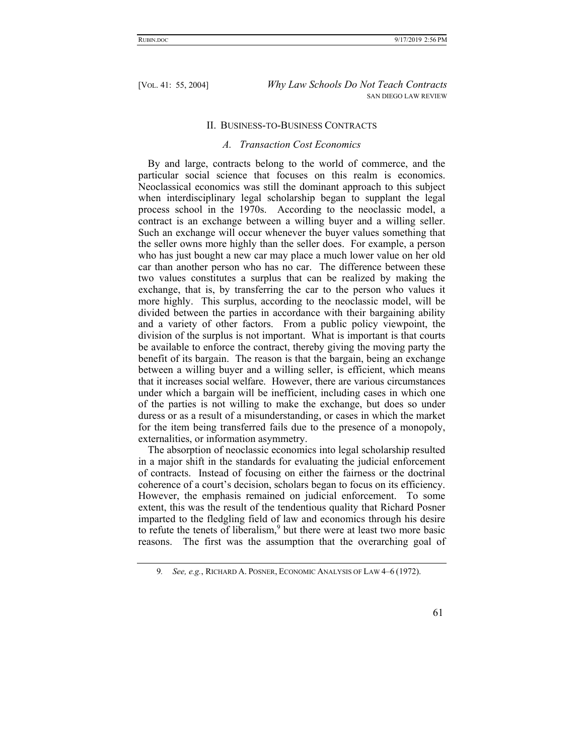## II. Business-to-Business Contracts

### *A. Transaction Cost Economics*

By and large, contracts belong to the world of commerce, and the particular social science that focuses on this realm is economics. Neoclassical economics was still the dominant approach to this subject when interdisciplinary legal scholarship began to supplant the legal process school in the 1970s. According to the neoclassic model, a contract is an exchange between a willing buyer and a willing seller. Such an exchange will occur whenever the buyer values something that the seller owns more highly than the seller does. For example, a person who has just bought a new car may place a much lower value on her old car than another person who has no car. The difference between these two values constitutes a surplus that can be realized by making the exchange, that is, by transferring the car to the person who values it more highly. This surplus, according to the neoclassic model, will be divided between the parties in accordance with their bargaining ability and a variety of other factors. From a public policy viewpoint, the division of the surplus is not important. What is important is that courts be available to enforce the contract, thereby giving the moving party the benefit of its bargain. The reason is that the bargain, being an exchange between a willing buyer and a willing seller, is efficient, which means that it increases social welfare. However, there are various circumstances under which a bargain will be inefficient, including cases in which one of the parties is not willing to make the exchange, but does so under duress or as a result of a misunderstanding, or cases in which the market for the item being transferred fails due to the presence of a monopoly, externalities, or information asymmetry.

The absorption of neoclassic economics into legal scholarship resulted in a major shift in the standards for evaluating the judicial enforcement of contracts. Instead of focusing on either the fairness or the doctrinal coherence of a court's decision, scholars began to focus on its efficiency. However, the emphasis remained on judicial enforcement. To some extent, this was the result of the tendentious quality that Richard Posner imparted to the fledgling field of law and economics through his desire to refute the tenets of liberalism,[9] but there were at least two more basic reasons. The first was the assumption that the overarching goal of

---

9. *See, e.g.*, RICHARD A. POSNER, ECONOMIC ANALYSIS OF LAW 4–6 (1972).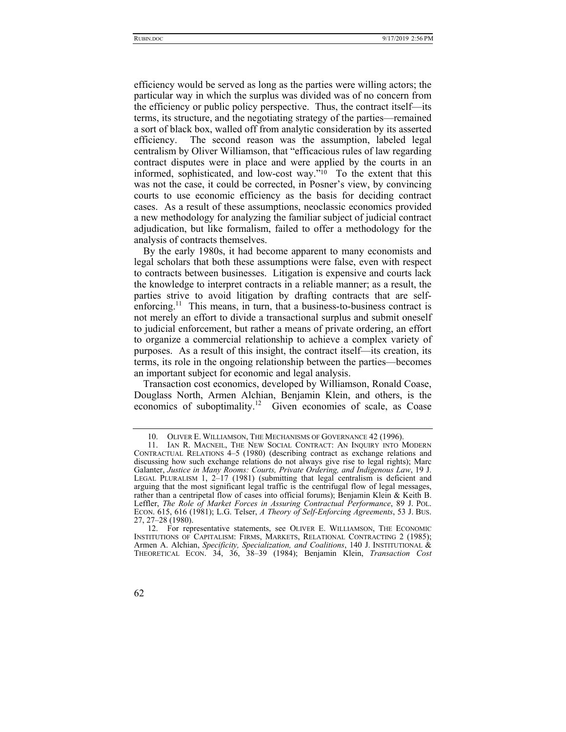efficiency would be served as long as the parties were willing actors; the particular way in which the surplus was divided was of no concern from the efficiency or public policy perspective. Thus, the contract itself—its terms, its structure, and the negotiating strategy of the parties—remained a sort of black box, walled off from analytic consideration by its asserted efficiency. The second reason was the assumption, labeled legal centralism by Oliver Williamson, that "efficacious rules of law regarding contract disputes were in place and were applied by the courts in an informed, sophisticated, and low-cost way."[10] To the extent that this was not the case, it could be corrected, in Posner's view, by convincing courts to use economic efficiency as the basis for deciding contract cases. As a result of these assumptions, neoclassic economics provided a new methodology for analyzing the familiar subject of judicial contract adjudication, but like formalism, failed to offer a methodology for the analysis of contracts themselves.

By the early 1980s, it had become apparent to many economists and legal scholars that both these assumptions were false, even with respect to contracts between businesses. Litigation is expensive and courts lack the knowledge to interpret contracts in a reliable manner; as a result, the parties strive to avoid litigation by drafting contracts that are self-enforcing.[11] This means, in turn, that a business-to-business contract is not merely an effort to divide a transactional surplus and submit oneself to judicial enforcement, but rather a means of private ordering, an effort to organize a commercial relationship to achieve a complex variety of purposes. As a result of this insight, the contract itself—its creation, its terms, its role in the ongoing relationship between the parties—becomes an important subject for economic and legal analysis.

Transaction cost economics, developed by Williamson, Ronald Coase, Douglass North, Armen Alchian, Benjamin Klein, and others, is the economics of suboptimality.[12] Given economies of scale, as Coase

---

10. OLIVER E. WILLIAMSON, THE MECHANISMS OF GOVERNANCE 42 (1996).

11. IAN R. MACNEIL, THE NEW SOCIAL CONTRACT: AN INQUIRY INTO MODERN CONTRACTUAL RELATIONS 4–5 (1980) (describing contract as exchange relations and discussing how such exchange relations do not always give rise to legal rights); Marc Galanter, *Justice in Many Rooms: Courts, Private Ordering, and Indigenous Law*, 19 J. LEGAL PLURALISM 1, 2–17 (1981) (submitting that legal centralism is deficient and arguing that the most significant legal traffic is the centrifugal flow of legal messages, rather than a centripetal flow of cases into official forums); Benjamin Klein & Keith B. Leffler, *The Role of Market Forces in Assuring Contractual Performance*, 89 J. POL. ECON. 615, 616 (1981); L.G. Telser, *A Theory of Self-Enforcing Agreements*, 53 J. BUS. 27, 27–28 (1980).

12. For representative statements, see OLIVER E. WILLIAMSON, THE ECONOMIC INSTITUTIONS OF CAPITALISM: FIRMS, MARKETS, RELATIONAL CONTRACTING 2 (1985); Armen A. Alchian, *Specificity, Specialization, and Coalitions*, 140 J. INSTITUTIONAL & THEORETICAL ECON. 34, 36, 38–39 (1984); Benjamin Klein, *Transaction Cost*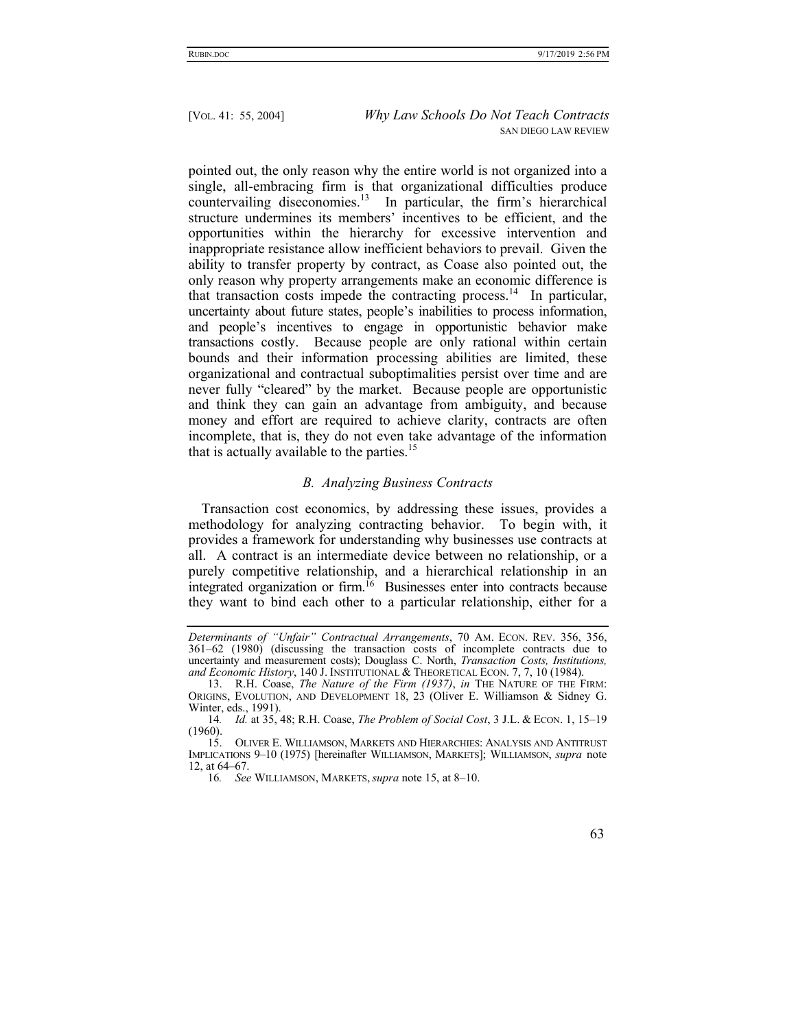pointed out, the only reason why the entire world is not organized into a single, all-embracing firm is that organizational difficulties produce countervailing diseconomies.[13] In particular, the firm's hierarchical structure undermines its members' incentives to be efficient, and the opportunities within the hierarchy for excessive intervention and inappropriate resistance allow inefficient behaviors to prevail. Given the ability to transfer property by contract, as Coase also pointed out, the only reason why property arrangements make an economic difference is that transaction costs impede the contracting process.[14] In particular, uncertainty about future states, people's inabilities to process information, and people's incentives to engage in opportunistic behavior make transactions costly. Because people are only rational within certain bounds and their information processing abilities are limited, these organizational and contractual suboptimalities persist over time and are never fully "cleared" by the market. Because people are opportunistic and think they can gain an advantage from ambiguity, and because money and effort are required to achieve clarity, contracts are often incomplete, that is, they do not even take advantage of the information that is actually available to the parties.[15]

### *B. Analyzing Business Contracts*

Transaction cost economics, by addressing these issues, provides a methodology for analyzing contracting behavior. To begin with, it provides a framework for understanding why businesses use contracts at all. A contract is an intermediate device between no relationship, or a purely competitive relationship, and a hierarchical relationship in an integrated organization or firm.[16] Businesses enter into contracts because they want to bind each other to a particular relationship, either for a

---

*Determinants of "Unfair" Contractual Arrangements*, 70 AM. ECON. REV. 356, 356, 361–62 (1980) (discussing the transaction costs of incomplete contracts due to uncertainty and measurement costs); Douglass C. North, *Transaction Costs, Institutions, and Economic History*, 140 J. INSTITUTIONAL & THEORETICAL ECON. 7, 7, 10 (1984).

13. R.H. Coase, *The Nature of the Firm (1937)*, *in* THE NATURE OF THE FIRM: ORIGINS, EVOLUTION, AND DEVELOPMENT 18, 23 (Oliver E. Williamson & Sidney G. Winter, eds., 1991).

14. *Id.* at 35, 48; R.H. Coase, *The Problem of Social Cost*, 3 J.L. & ECON. 1, 15–19 (1960).

15. OLIVER E. WILLIAMSON, MARKETS AND HIERARCHIES: ANALYSIS AND ANTITRUST IMPLICATIONS 9–10 (1975) [hereinafter WILLIAMSON, MARKETS]; WILLIAMSON, *supra* note 12, at 64–67.

16. *See* WILLIAMSON, MARKETS, *supra* note 15, at 8–10.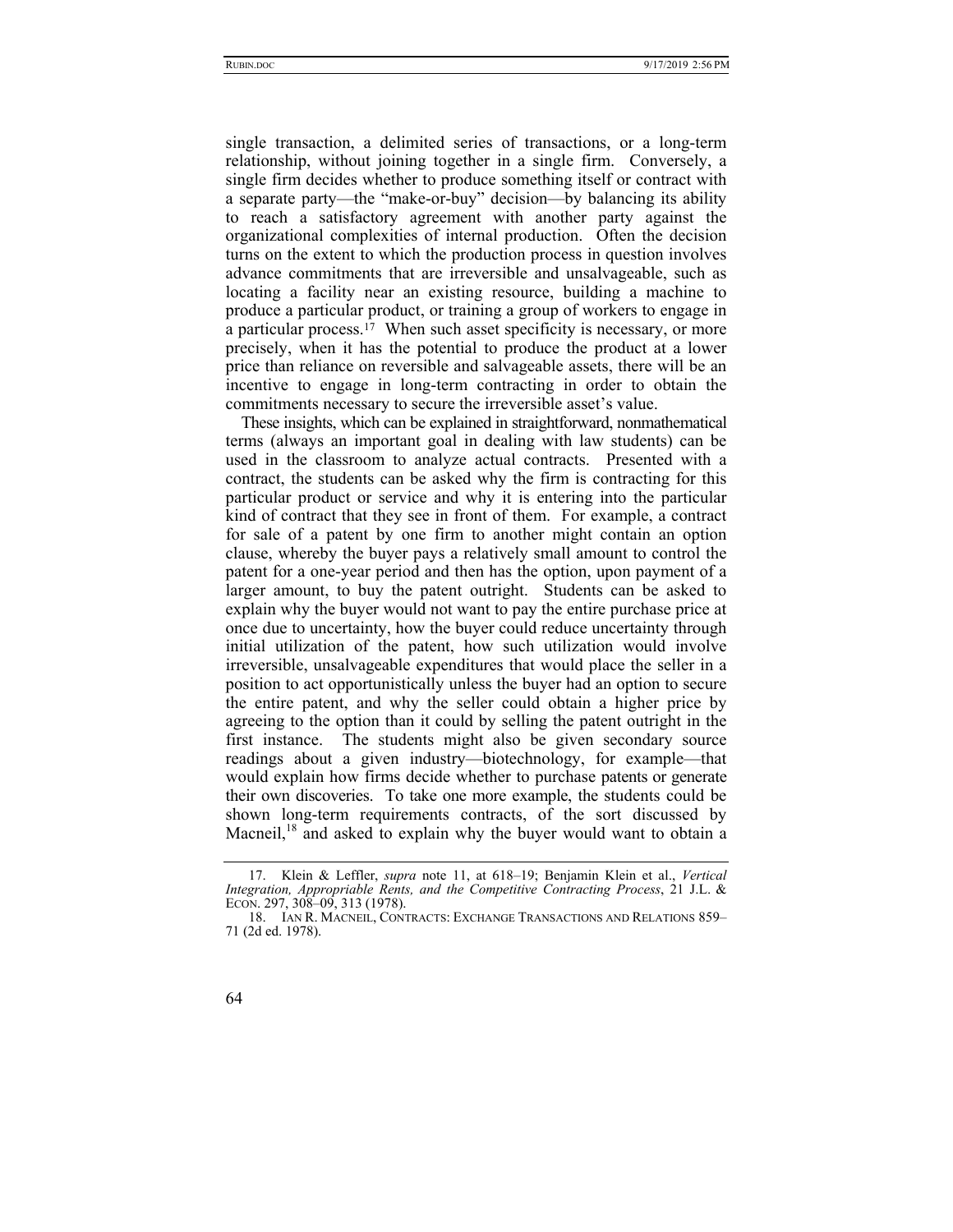single transaction, a delimited series of transactions, or a long-term relationship, without joining together in a single firm. Conversely, a single firm decides whether to produce something itself or contract with a separate party—the "make-or-buy" decision—by balancing its ability to reach a satisfactory agreement with another party against the organizational complexities of internal production. Often the decision turns on the extent to which the production process in question involves advance commitments that are irreversible and unsalvageable, such as locating a facility near an existing resource, building a machine to produce a particular product, or training a group of workers to engage in a particular process.[17] When such asset specificity is necessary, or more precisely, when it has the potential to produce the product at a lower price than reliance on reversible and salvageable assets, there will be an incentive to engage in long-term contracting in order to obtain the commitments necessary to secure the irreversible asset's value.

These insights, which can be explained in straightforward, nonmathematical terms (always an important goal in dealing with law students) can be used in the classroom to analyze actual contracts. Presented with a contract, the students can be asked why the firm is contracting for this particular product or service and why it is entering into the particular kind of contract that they see in front of them. For example, a contract for sale of a patent by one firm to another might contain an option clause, whereby the buyer pays a relatively small amount to control the patent for a one-year period and then has the option, upon payment of a larger amount, to buy the patent outright. Students can be asked to explain why the buyer would not want to pay the entire purchase price at once due to uncertainty, how the buyer could reduce uncertainty through initial utilization of the patent, how such utilization would involve irreversible, unsalvageable expenditures that would place the seller in a position to act opportunistically unless the buyer had an option to secure the entire patent, and why the seller could obtain a higher price by agreeing to the option than it could by selling the patent outright in the first instance. The students might also be given secondary source readings about a given industry—biotechnology, for example—that would explain how firms decide whether to purchase patents or generate their own discoveries. To take one more example, the students could be shown long-term requirements contracts, of the sort discussed by Macneil,[18] and asked to explain why the buyer would want to obtain a

---

17. Klein & Leffler, *supra* note 11, at 618–19; Benjamin Klein et al., *Vertical Integration, Appropriable Rents, and the Competitive Contracting Process*, 21 J.L. & ECON. 297, 308–09, 313 (1978).

18. IAN R. MACNEIL, CONTRACTS: EXCHANGE TRANSACTIONS AND RELATIONS 859–71 (2d ed. 1978).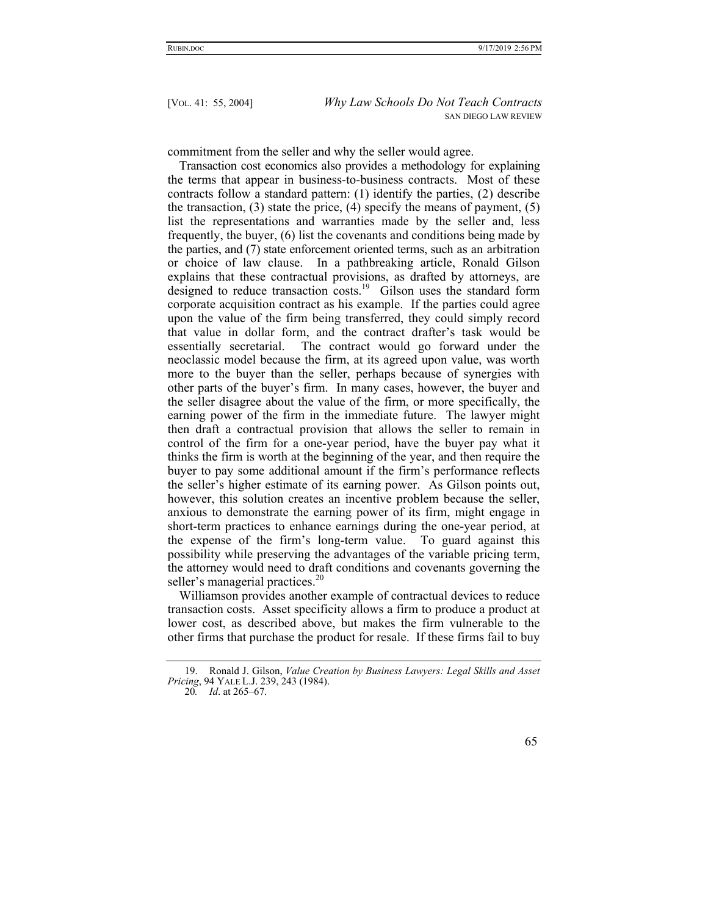commitment from the seller and why the seller would agree.

Transaction cost economics also provides a methodology for explaining the terms that appear in business-to-business contracts. Most of these contracts follow a standard pattern: (1) identify the parties, (2) describe the transaction, (3) state the price, (4) specify the means of payment, (5) list the representations and warranties made by the seller and, less frequently, the buyer, (6) list the covenants and conditions being made by the parties, and (7) state enforcement oriented terms, such as an arbitration or choice of law clause. In a pathbreaking article, Ronald Gilson explains that these contractual provisions, as drafted by attorneys, are designed to reduce transaction costs.[19] Gilson uses the standard form corporate acquisition contract as his example. If the parties could agree upon the value of the firm being transferred, they could simply record that value in dollar form, and the contract drafter's task would be essentially secretarial. The contract would go forward under the neoclassic model because the firm, at its agreed upon value, was worth more to the buyer than the seller, perhaps because of synergies with other parts of the buyer's firm. In many cases, however, the buyer and the seller disagree about the value of the firm, or more specifically, the earning power of the firm in the immediate future. The lawyer might then draft a contractual provision that allows the seller to remain in control of the firm for a one-year period, have the buyer pay what it thinks the firm is worth at the beginning of the year, and then require the buyer to pay some additional amount if the firm's performance reflects the seller's higher estimate of its earning power. As Gilson points out, however, this solution creates an incentive problem because the seller, anxious to demonstrate the earning power of its firm, might engage in short-term practices to enhance earnings during the one-year period, at the expense of the firm's long-term value. To guard against this possibility while preserving the advantages of the variable pricing term, the attorney would need to draft conditions and covenants governing the seller's managerial practices.[20]

Williamson provides another example of contractual devices to reduce transaction costs. Asset specificity allows a firm to produce a product at lower cost, as described above, but makes the firm vulnerable to the other firms that purchase the product for resale. If these firms fail to buy

---

19. Ronald J. Gilson, *Value Creation by Business Lawyers: Legal Skills and Asset Pricing*, 94 YALE L.J. 239, 243 (1984).

20. *Id*. at 265–67.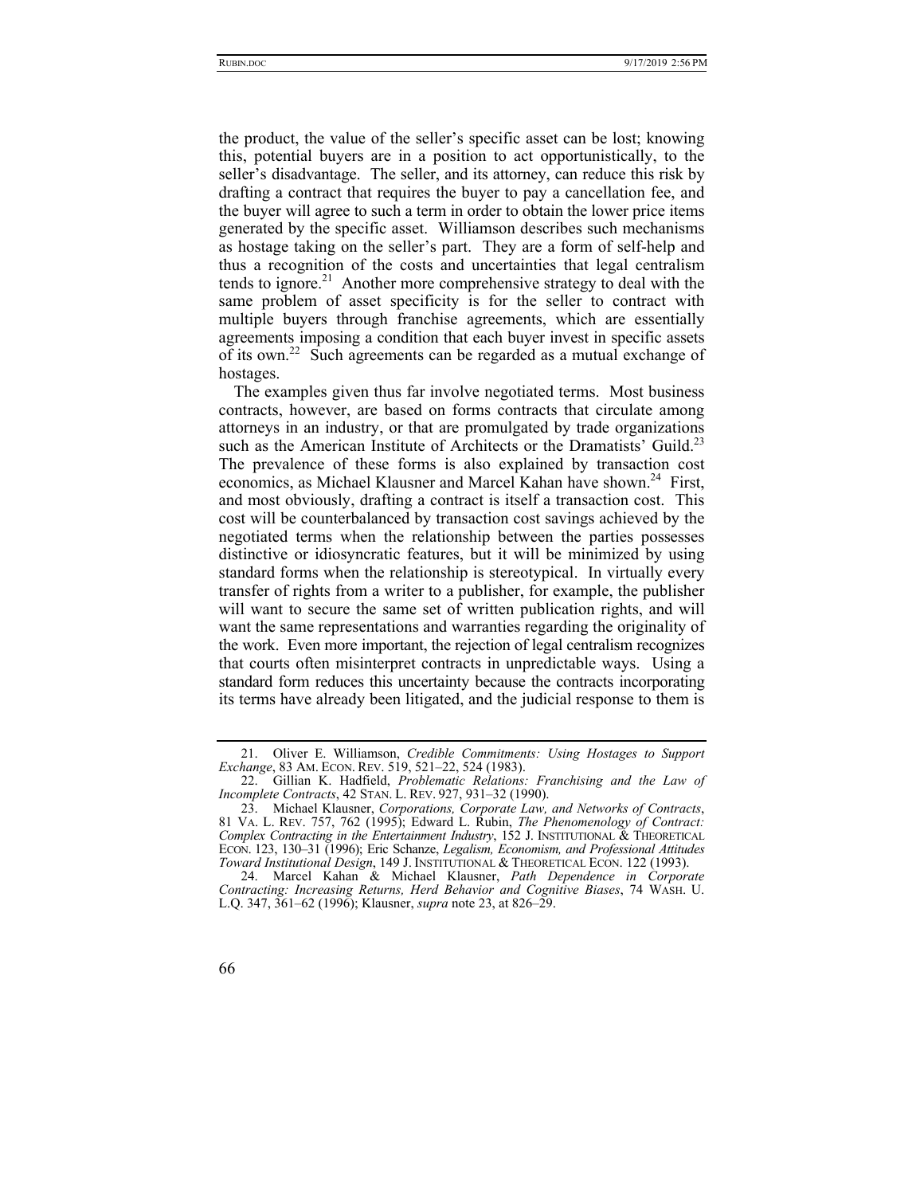the product, the value of the seller's specific asset can be lost; knowing this, potential buyers are in a position to act opportunistically, to the seller's disadvantage. The seller, and its attorney, can reduce this risk by drafting a contract that requires the buyer to pay a cancellation fee, and the buyer will agree to such a term in order to obtain the lower price items generated by the specific asset. Williamson describes such mechanisms as hostage taking on the seller's part. They are a form of self-help and thus a recognition of the costs and uncertainties that legal centralism tends to ignore.[21] Another more comprehensive strategy to deal with the same problem of asset specificity is for the seller to contract with multiple buyers through franchise agreements, which are essentially agreements imposing a condition that each buyer invest in specific assets of its own.[22] Such agreements can be regarded as a mutual exchange of hostages.

The examples given thus far involve negotiated terms. Most business contracts, however, are based on forms contracts that circulate among attorneys in an industry, or that are promulgated by trade organizations such as the American Institute of Architects or the Dramatists' Guild.[23] The prevalence of these forms is also explained by transaction cost economics, as Michael Klausner and Marcel Kahan have shown.[24] First, and most obviously, drafting a contract is itself a transaction cost. This cost will be counterbalanced by transaction cost savings achieved by the negotiated terms when the relationship between the parties possesses distinctive or idiosyncratic features, but it will be minimized by using standard forms when the relationship is stereotypical. In virtually every transfer of rights from a writer to a publisher, for example, the publisher will want to secure the same set of written publication rights, and will want the same representations and warranties regarding the originality of the work. Even more important, the rejection of legal centralism recognizes that courts often misinterpret contracts in unpredictable ways. Using a standard form reduces this uncertainty because the contracts incorporating its terms have already been litigated, and the judicial response to them is

---

21. Oliver E. Williamson, *Credible Commitments: Using Hostages to Support Exchange*, 83 AM. ECON. REV. 519, 521–22, 524 (1983).

22. Gillian K. Hadfield, *Problematic Relations: Franchising and the Law of Incomplete Contracts*, 42 STAN. L. REV. 927, 931–32 (1990).

23. Michael Klausner, *Corporations, Corporate Law, and Networks of Contracts*, 81 VA. L. REV. 757, 762 (1995); Edward L. Rubin, *The Phenomenology of Contract: Complex Contracting in the Entertainment Industry*, 152 J. INSTITUTIONAL & THEORETICAL ECON. 123, 130–31 (1996); Eric Schanze, *Legalism, Economism, and Professional Attitudes Toward Institutional Design*, 149 J. INSTITUTIONAL & THEORETICAL ECON. 122 (1993).

24. Marcel Kahan & Michael Klausner, *Path Dependence in Corporate Contracting: Increasing Returns, Herd Behavior and Cognitive Biases*, 74 WASH. U. L.Q. 347, 361–62 (1996); Klausner, *supra* note 23, at 826–29.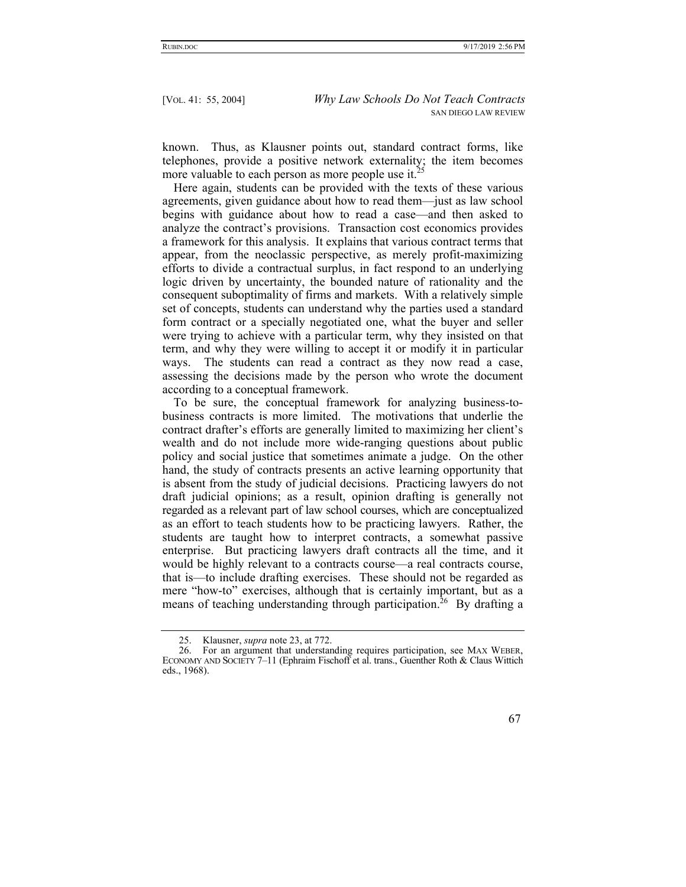known. Thus, as Klausner points out, standard contract forms, like telephones, provide a positive network externality; the item becomes more valuable to each person as more people use it.[25]

Here again, students can be provided with the texts of these various agreements, given guidance about how to read them—just as law school begins with guidance about how to read a case—and then asked to analyze the contract's provisions. Transaction cost economics provides a framework for this analysis. It explains that various contract terms that appear, from the neoclassic perspective, as merely profit-maximizing efforts to divide a contractual surplus, in fact respond to an underlying logic driven by uncertainty, the bounded nature of rationality and the consequent suboptimality of firms and markets. With a relatively simple set of concepts, students can understand why the parties used a standard form contract or a specially negotiated one, what the buyer and seller were trying to achieve with a particular term, why they insisted on that term, and why they were willing to accept it or modify it in particular ways. The students can read a contract as they now read a case, assessing the decisions made by the person who wrote the document according to a conceptual framework.

To be sure, the conceptual framework for analyzing business-to-business contracts is more limited. The motivations that underlie the contract drafter's efforts are generally limited to maximizing her client's wealth and do not include more wide-ranging questions about public policy and social justice that sometimes animate a judge. On the other hand, the study of contracts presents an active learning opportunity that is absent from the study of judicial decisions. Practicing lawyers do not draft judicial opinions; as a result, opinion drafting is generally not regarded as a relevant part of law school courses, which are conceptualized as an effort to teach students how to be practicing lawyers. Rather, the students are taught how to interpret contracts, a somewhat passive enterprise. But practicing lawyers draft contracts all the time, and it would be highly relevant to a contracts course—a real contracts course, that is—to include drafting exercises. These should not be regarded as mere "how-to" exercises, although that is certainly important, but as a means of teaching understanding through participation.[26] By drafting a

---

25. Klausner, *supra* note 23, at 772.

26. For an argument that understanding requires participation, see MAX WEBER, ECONOMY AND SOCIETY 7–11 (Ephraim Fischoff et al. trans., Guenther Roth & Claus Wittich eds., 1968).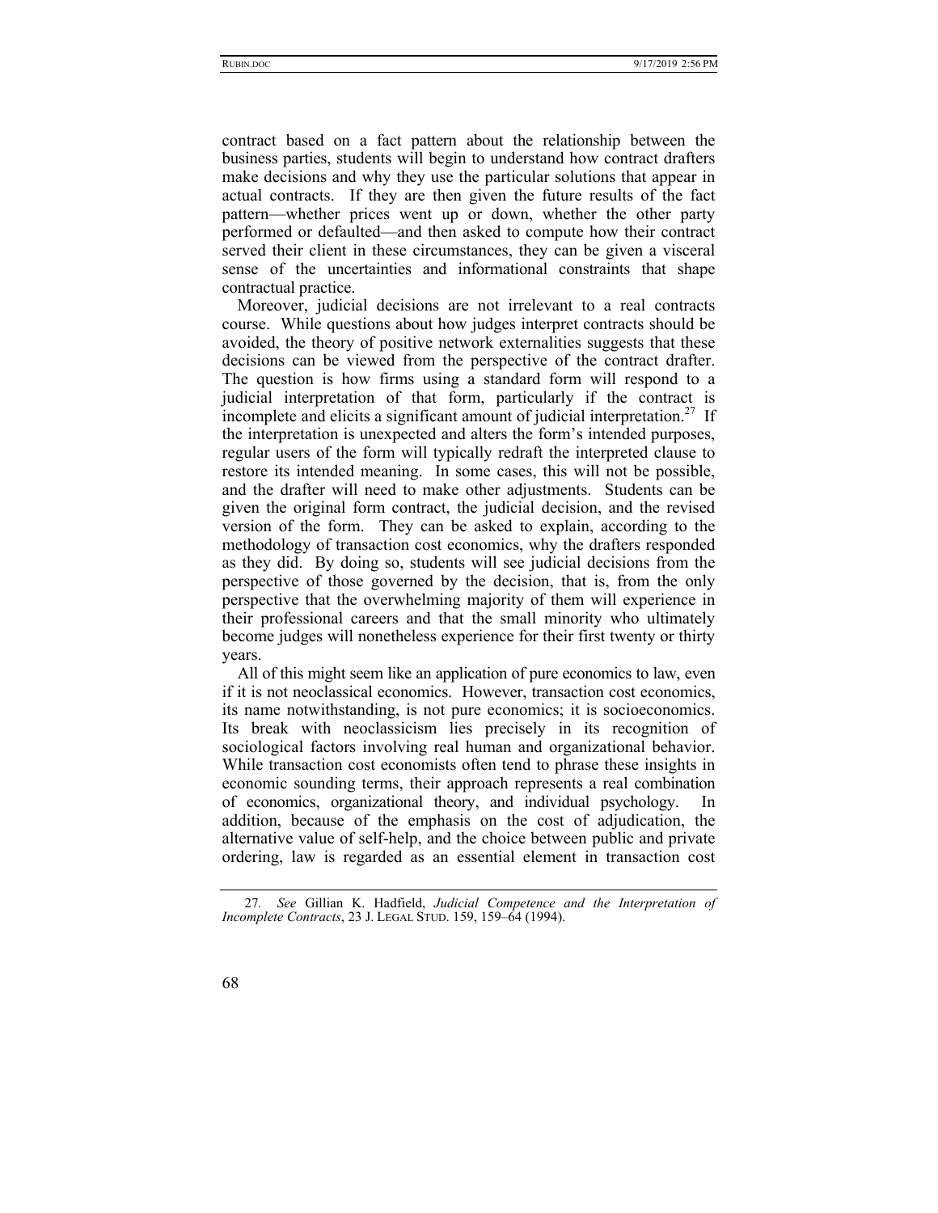contract based on a fact pattern about the relationship between the business parties, students will begin to understand how contract drafters make decisions and why they use the particular solutions that appear in actual contracts. If they are then given the future results of the fact pattern—whether prices went up or down, whether the other party performed or defaulted—and then asked to compute how their contract served their client in these circumstances, they can be given a visceral sense of the uncertainties and informational constraints that shape contractual practice.

Moreover, judicial decisions are not irrelevant to a real contracts course. While questions about how judges interpret contracts should be avoided, the theory of positive network externalities suggests that these decisions can be viewed from the perspective of the contract drafter. The question is how firms using a standard form will respond to a judicial interpretation of that form, particularly if the contract is incomplete and elicits a significant amount of judicial interpretation.[27] If the interpretation is unexpected and alters the form's intended purposes, regular users of the form will typically redraft the interpreted clause to restore its intended meaning. In some cases, this will not be possible, and the drafter will need to make other adjustments. Students can be given the original form contract, the judicial decision, and the revised version of the form. They can be asked to explain, according to the methodology of transaction cost economics, why the drafters responded as they did. By doing so, students will see judicial decisions from the perspective of those governed by the decision, that is, from the only perspective that the overwhelming majority of them will experience in their professional careers and that the small minority who ultimately become judges will nonetheless experience for their first twenty or thirty years.

All of this might seem like an application of pure economics to law, even if it is not neoclassical economics. However, transaction cost economics, its name notwithstanding, is not pure economics; it is socioeconomics. Its break with neoclassicism lies precisely in its recognition of sociological factors involving real human and organizational behavior. While transaction cost economists often tend to phrase these insights in economic sounding terms, their approach represents a real combination of economics, organizational theory, and individual psychology. In addition, because of the emphasis on the cost of adjudication, the alternative value of self-help, and the choice between public and private ordering, law is regarded as an essential element in transaction cost

---

27. *See* Gillian K. Hadfield, *Judicial Competence and the Interpretation of Incomplete Contracts*, 23 J. LEGAL STUD. 159, 159–64 (1994).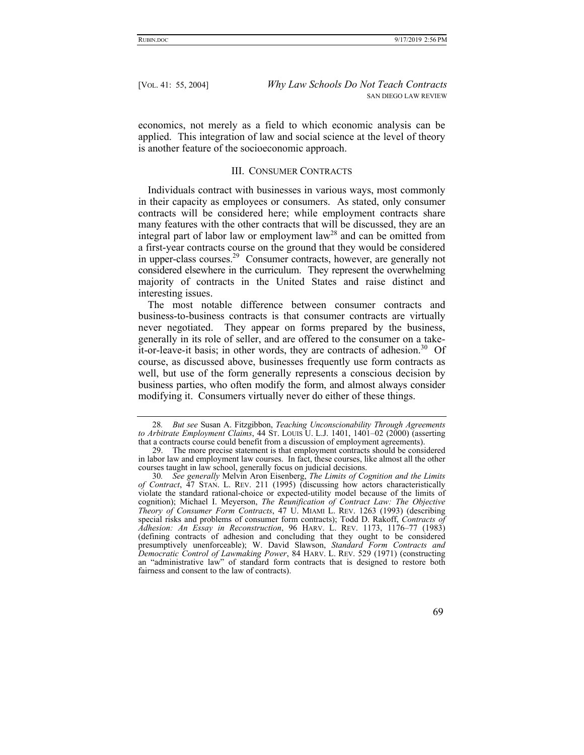economics, not merely as a field to which economic analysis can be applied. This integration of law and social science at the level of theory is another feature of the socioeconomic approach.

## III. Consumer Contracts

Individuals contract with businesses in various ways, most commonly in their capacity as employees or consumers. As stated, only consumer contracts will be considered here; while employment contracts share many features with the other contracts that will be discussed, they are an integral part of labor law or employment law[28] and can be omitted from a first-year contracts course on the ground that they would be considered in upper-class courses.[29] Consumer contracts, however, are generally not considered elsewhere in the curriculum. They represent the overwhelming majority of contracts in the United States and raise distinct and interesting issues.

The most notable difference between consumer contracts and business-to-business contracts is that consumer contracts are virtually never negotiated. They appear on forms prepared by the business, generally in its role of seller, and are offered to the consumer on a take-it-or-leave-it basis; in other words, they are contracts of adhesion.[30] Of course, as discussed above, businesses frequently use form contracts as well, but use of the form generally represents a conscious decision by business parties, who often modify the form, and almost always consider modifying it. Consumers virtually never do either of these things.

---

28. *But see* Susan A. Fitzgibbon, *Teaching Unconscionability Through Agreements to Arbitrate Employment Claims*, 44 ST. LOUIS U. L.J. 1401, 1401–02 (2000) (asserting that a contracts course could benefit from a discussion of employment agreements).

29. The more precise statement is that employment contracts should be considered in labor law and employment law courses. In fact, these courses, like almost all the other courses taught in law school, generally focus on judicial decisions.

30. *See generally* Melvin Aron Eisenberg, *The Limits of Cognition and the Limits of Contract*, 47 STAN. L. REV. 211 (1995) (discussing how actors characteristically violate the standard rational-choice or expected-utility model because of the limits of cognition); Michael I. Meyerson, *The Reunification of Contract Law: The Objective Theory of Consumer Form Contracts*, 47 U. MIAMI L. REV. 1263 (1993) (describing special risks and problems of consumer form contracts); Todd D. Rakoff, *Contracts of Adhesion: An Essay in Reconstruction*, 96 HARV. L. REV. 1173, 1176–77 (1983) (defining contracts of adhesion and concluding that they ought to be considered presumptively unenforceable); W. David Slawson, *Standard Form Contracts and Democratic Control of Lawmaking Power*, 84 HARV. L. REV. 529 (1971) (constructing an "administrative law" of standard form contracts that is designed to restore both fairness and consent to the law of contracts).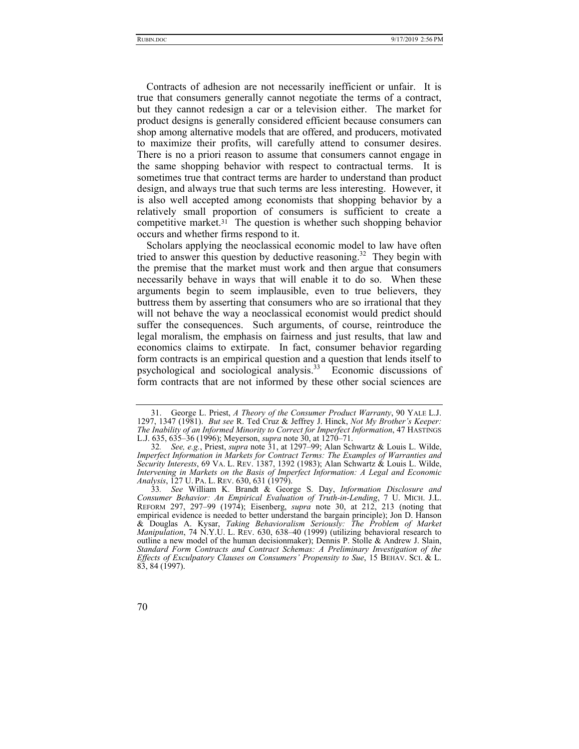Contracts of adhesion are not necessarily inefficient or unfair. It is true that consumers generally cannot negotiate the terms of a contract, but they cannot redesign a car or a television either. The market for product designs is generally considered efficient because consumers can shop among alternative models that are offered, and producers, motivated to maximize their profits, will carefully attend to consumer desires. There is no a priori reason to assume that consumers cannot engage in the same shopping behavior with respect to contractual terms. It is sometimes true that contract terms are harder to understand than product design, and always true that such terms are less interesting. However, it is also well accepted among economists that shopping behavior by a relatively small proportion of consumers is sufficient to create a competitive market.[31] The question is whether such shopping behavior occurs and whether firms respond to it.

Scholars applying the neoclassical economic model to law have often tried to answer this question by deductive reasoning.[32] They begin with the premise that the market must work and then argue that consumers necessarily behave in ways that will enable it to do so. When these arguments begin to seem implausible, even to true believers, they buttress them by asserting that consumers who are so irrational that they will not behave the way a neoclassical economist would predict should suffer the consequences. Such arguments, of course, reintroduce the legal moralism, the emphasis on fairness and just results, that law and economics claims to extirpate. In fact, consumer behavior regarding form contracts is an empirical question and a question that lends itself to psychological and sociological analysis.[33] Economic discussions of form contracts that are not informed by these other social sciences are

---

31. George L. Priest, *A Theory of the Consumer Product Warranty*, 90 YALE L.J. 1297, 1347 (1981). *But see* R. Ted Cruz & Jeffrey J. Hinck, *Not My Brother's Keeper: The Inability of an Informed Minority to Correct for Imperfect Information*, 47 HASTINGS L.J. 635, 635–36 (1996); Meyerson, *supra* note 30, at 1270–71.

32. *See, e.g.*, Priest, *supra* note 31, at 1297–99; Alan Schwartz & Louis L. Wilde, *Imperfect Information in Markets for Contract Terms: The Examples of Warranties and Security Interests*, 69 VA. L. REV. 1387, 1392 (1983); Alan Schwartz & Louis L. Wilde, *Intervening in Markets on the Basis of Imperfect Information: A Legal and Economic Analysis*, 127 U. PA. L. REV. 630, 631 (1979).

33. *See* William K. Brandt & George S. Day, *Information Disclosure and Consumer Behavior: An Empirical Evaluation of Truth-in-Lending*, 7 U. MICH. J.L. REFORM 297, 297–99 (1974); Eisenberg, *supra* note 30, at 212, 213 (noting that empirical evidence is needed to better understand the bargain principle); Jon D. Hanson & Douglas A. Kysar, *Taking Behavioralism Seriously: The Problem of Market Manipulation*, 74 N.Y.U. L. REV. 630, 638–40 (1999) (utilizing behavioral research to outline a new model of the human decisionmaker); Dennis P. Stolle & Andrew J. Slain, *Standard Form Contracts and Contract Schemas: A Preliminary Investigation of the Effects of Exculpatory Clauses on Consumers' Propensity to Sue*, 15 BEHAV. SCI. & L. 83, 84 (1997).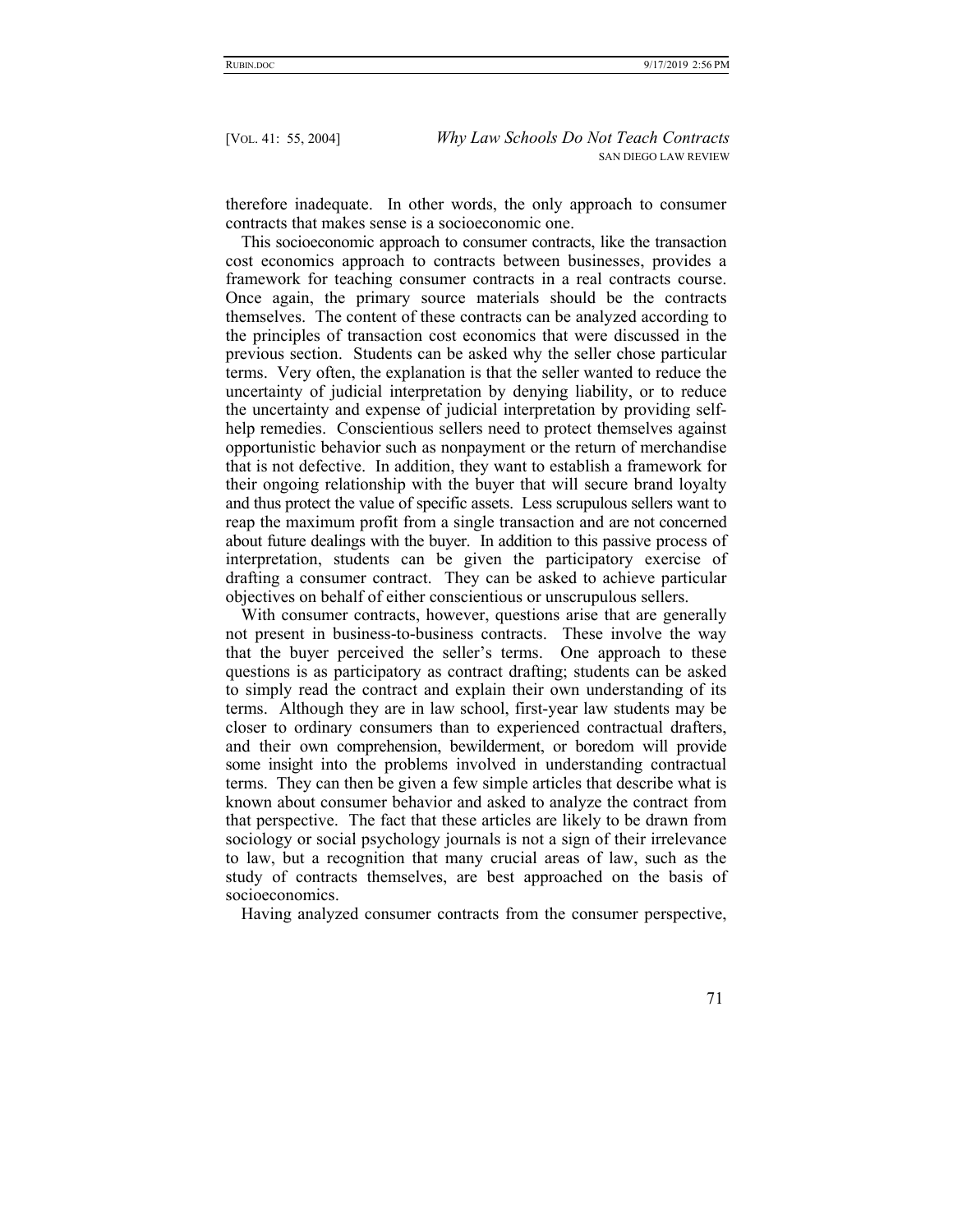therefore inadequate. In other words, the only approach to consumer contracts that makes sense is a socioeconomic one.

This socioeconomic approach to consumer contracts, like the transaction cost economics approach to contracts between businesses, provides a framework for teaching consumer contracts in a real contracts course. Once again, the primary source materials should be the contracts themselves. The content of these contracts can be analyzed according to the principles of transaction cost economics that were discussed in the previous section. Students can be asked why the seller chose particular terms. Very often, the explanation is that the seller wanted to reduce the uncertainty of judicial interpretation by denying liability, or to reduce the uncertainty and expense of judicial interpretation by providing self-help remedies. Conscientious sellers need to protect themselves against opportunistic behavior such as nonpayment or the return of merchandise that is not defective. In addition, they want to establish a framework for their ongoing relationship with the buyer that will secure brand loyalty and thus protect the value of specific assets. Less scrupulous sellers want to reap the maximum profit from a single transaction and are not concerned about future dealings with the buyer. In addition to this passive process of interpretation, students can be given the participatory exercise of drafting a consumer contract. They can be asked to achieve particular objectives on behalf of either conscientious or unscrupulous sellers.

With consumer contracts, however, questions arise that are generally not present in business-to-business contracts. These involve the way that the buyer perceived the seller's terms. One approach to these questions is as participatory as contract drafting; students can be asked to simply read the contract and explain their own understanding of its terms. Although they are in law school, first-year law students may be closer to ordinary consumers than to experienced contractual drafters, and their own comprehension, bewilderment, or boredom will provide some insight into the problems involved in understanding contractual terms. They can then be given a few simple articles that describe what is known about consumer behavior and asked to analyze the contract from that perspective. The fact that these articles are likely to be drawn from sociology or social psychology journals is not a sign of their irrelevance to law, but a recognition that many crucial areas of law, such as the study of contracts themselves, are best approached on the basis of socioeconomics.

Having analyzed consumer contracts from the consumer perspective,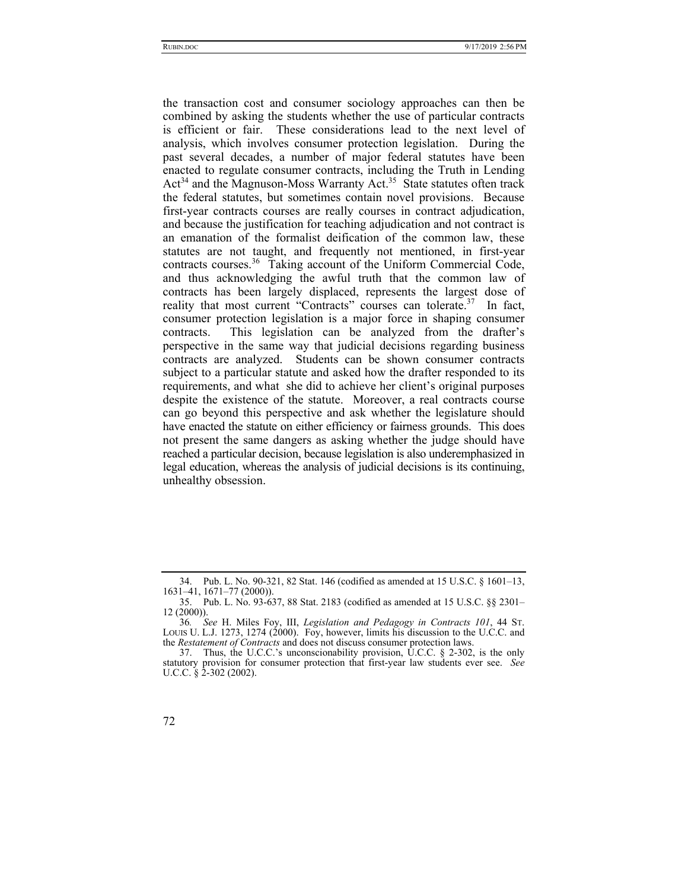the transaction cost and consumer sociology approaches can then be combined by asking the students whether the use of particular contracts is efficient or fair. These considerations lead to the next level of analysis, which involves consumer protection legislation. During the past several decades, a number of major federal statutes have been enacted to regulate consumer contracts, including the Truth in Lending Act[34] and the Magnuson-Moss Warranty Act.[35] State statutes often track the federal statutes, but sometimes contain novel provisions. Because first-year contracts courses are really courses in contract adjudication, and because the justification for teaching adjudication and not contract is an emanation of the formalist deification of the common law, these statutes are not taught, and frequently not mentioned, in first-year contracts courses.[36] Taking account of the Uniform Commercial Code, and thus acknowledging the awful truth that the common law of contracts has been largely displaced, represents the largest dose of reality that most current "Contracts" courses can tolerate.[37] In fact, consumer protection legislation is a major force in shaping consumer contracts. This legislation can be analyzed from the drafter's perspective in the same way that judicial decisions regarding business contracts are analyzed. Students can be shown consumer contracts subject to a particular statute and asked how the drafter responded to its requirements, and what she did to achieve her client's original purposes despite the existence of the statute. Moreover, a real contracts course can go beyond this perspective and ask whether the legislature should have enacted the statute on either efficiency or fairness grounds. This does not present the same dangers as asking whether the judge should have reached a particular decision, because legislation is also underemphasized in legal education, whereas the analysis of judicial decisions is its continuing, unhealthy obsession.

---

34. Pub. L. No. 90-321, 82 Stat. 146 (codified as amended at 15 U.S.C. § 1601–13, 1631–41, 1671–77 (2000)).

35. Pub. L. No. 93-637, 88 Stat. 2183 (codified as amended at 15 U.S.C. §§ 2301–12 (2000)).

36. *See* H. Miles Foy, III, *Legislation and Pedagogy in Contracts 101*, 44 ST. LOUIS U. L.J. 1273, 1274 (2000). Foy, however, limits his discussion to the U.C.C. and the *Restatement of Contracts* and does not discuss consumer protection laws.

37. Thus, the U.C.C.'s unconscionability provision, U.C.C. § 2-302, is the only statutory provision for consumer protection that first-year law students ever see. *See* U.C.C. § 2-302 (2002).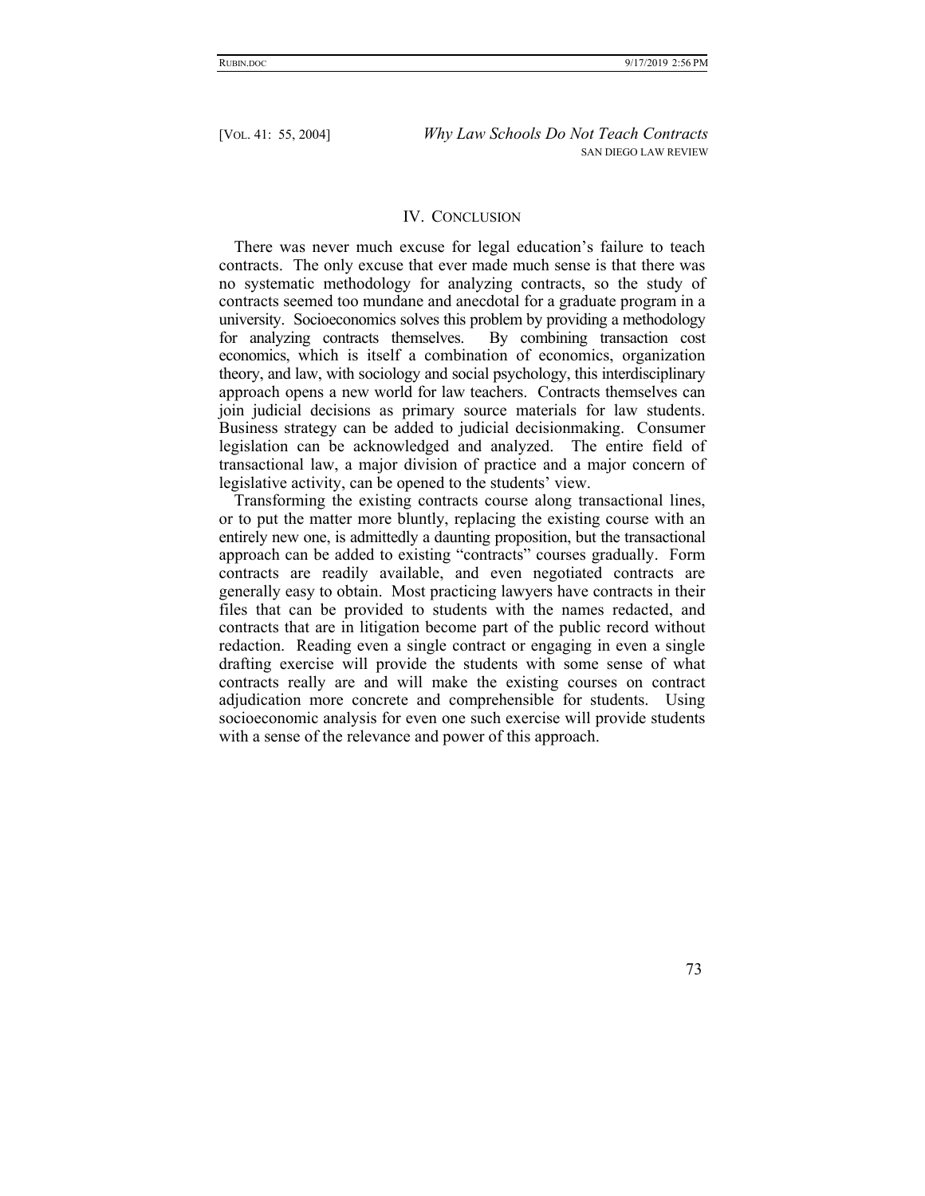## IV. Conclusion

There was never much excuse for legal education's failure to teach contracts. The only excuse that ever made much sense is that there was no systematic methodology for analyzing contracts, so the study of contracts seemed too mundane and anecdotal for a graduate program in a university. Socioeconomics solves this problem by providing a methodology for analyzing contracts themselves. By combining transaction cost economics, which is itself a combination of economics, organization theory, and law, with sociology and social psychology, this interdisciplinary approach opens a new world for law teachers. Contracts themselves can join judicial decisions as primary source materials for law students. Business strategy can be added to judicial decisionmaking. Consumer legislation can be acknowledged and analyzed. The entire field of transactional law, a major division of practice and a major concern of legislative activity, can be opened to the students' view.

Transforming the existing contracts course along transactional lines, or to put the matter more bluntly, replacing the existing course with an entirely new one, is admittedly a daunting proposition, but the transactional approach can be added to existing "contracts" courses gradually. Form contracts are readily available, and even negotiated contracts are generally easy to obtain. Most practicing lawyers have contracts in their files that can be provided to students with the names redacted, and contracts that are in litigation become part of the public record without redaction. Reading even a single contract or engaging in even a single drafting exercise will provide the students with some sense of what contracts really are and will make the existing courses on contract adjudication more concrete and comprehensible for students. Using socioeconomic analysis for even one such exercise will provide students with a sense of the relevance and power of this approach.